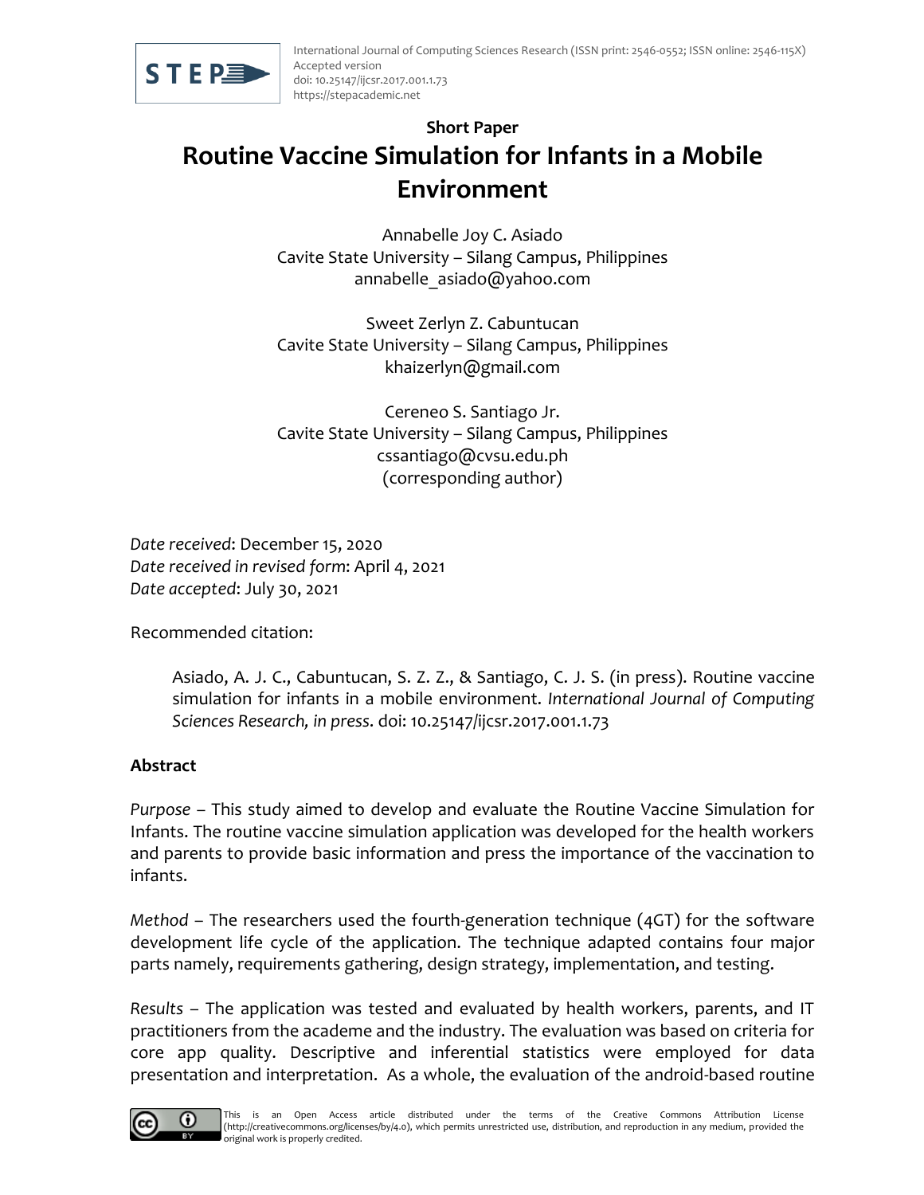**Short Paper**

# Routine Vaccine Simulation for Infants in a Mobile Environment

Annabelle Joy C. Asiado
Cavite State University – Silang Campus, Philippines
annabelle_asiado@yahoo.com

Sweet Zerlyn Z. Cabuntucan
Cavite State University – Silang Campus, Philippines
khaizerlyn@gmail.com

Cereneo S. Santiago Jr.
Cavite State University – Silang Campus, Philippines
cssantiago@cvsu.edu.ph
(corresponding author)

*Date received*: December 15, 2020
*Date received in revised form*: April 4, 2021
*Date accepted*: July 30, 2021

Recommended citation:

> Asiado, A. J. C., Cabuntucan, S. Z. Z., & Santiago, C. J. S. (in press). Routine vaccine simulation for infants in a mobile environment. *International Journal of Computing Sciences Research, in press*. doi: 10.25147/ijcsr.2017.001.1.73

## Abstract

*Purpose* – This study aimed to develop and evaluate the Routine Vaccine Simulation for Infants. The routine vaccine simulation application was developed for the health workers and parents to provide basic information and press the importance of the vaccination to infants.

*Method* – The researchers used the fourth-generation technique (4GT) for the software development life cycle of the application. The technique adapted contains four major parts namely, requirements gathering, design strategy, implementation, and testing.

*Results* – The application was tested and evaluated by health workers, parents, and IT practitioners from the academe and the industry. The evaluation was based on criteria for core app quality. Descriptive and inferential statistics were employed for data presentation and interpretation. As a whole, the evaluation of the android-based routine

This is an Open Access article distributed under the terms of the Creative Commons Attribution License (http://creativecommons.org/licenses/by/4.0), which permits unrestricted use, distribution, and reproduction in any medium, provided the original work is properly credited.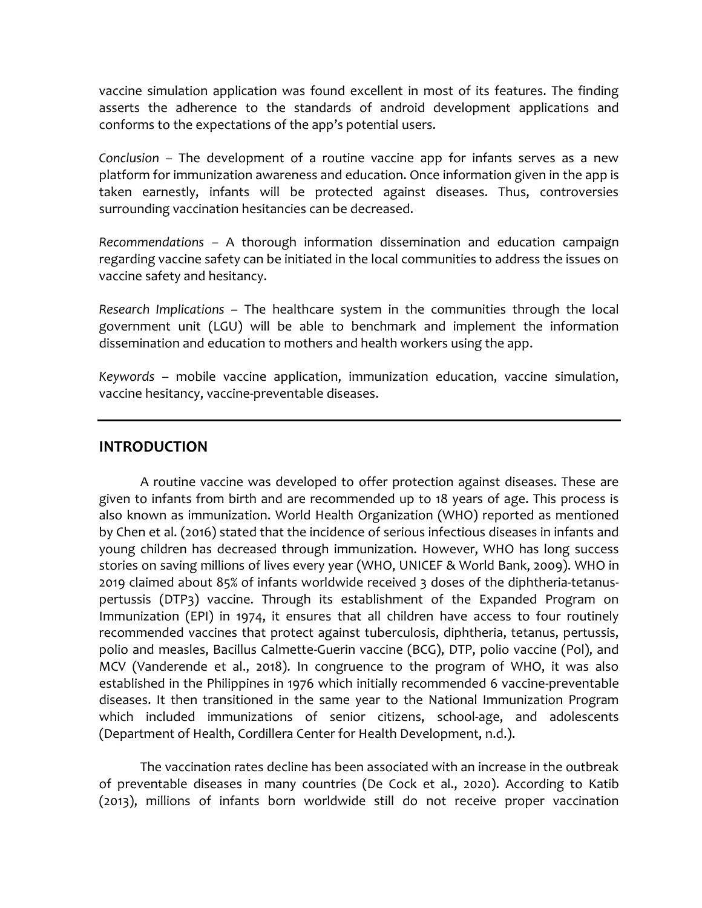vaccine simulation application was found excellent in most of its features. The finding asserts the adherence to the standards of android development applications and conforms to the expectations of the app's potential users.

*Conclusion* – The development of a routine vaccine app for infants serves as a new platform for immunization awareness and education. Once information given in the app is taken earnestly, infants will be protected against diseases. Thus, controversies surrounding vaccination hesitancies can be decreased.

*Recommendations* – A thorough information dissemination and education campaign regarding vaccine safety can be initiated in the local communities to address the issues on vaccine safety and hesitancy.

*Research Implications* – The healthcare system in the communities through the local government unit (LGU) will be able to benchmark and implement the information dissemination and education to mothers and health workers using the app.

*Keywords* – mobile vaccine application, immunization education, vaccine simulation, vaccine hesitancy, vaccine-preventable diseases.

---

## INTRODUCTION

A routine vaccine was developed to offer protection against diseases. These are given to infants from birth and are recommended up to 18 years of age. This process is also known as immunization. World Health Organization (WHO) reported as mentioned by Chen et al. (2016) stated that the incidence of serious infectious diseases in infants and young children has decreased through immunization. However, WHO has long success stories on saving millions of lives every year (WHO, UNICEF & World Bank, 2009). WHO in 2019 claimed about 85% of infants worldwide received 3 doses of the diphtheria-tetanus-pertussis (DTP3) vaccine. Through its establishment of the Expanded Program on Immunization (EPI) in 1974, it ensures that all children have access to four routinely recommended vaccines that protect against tuberculosis, diphtheria, tetanus, pertussis, polio and measles, Bacillus Calmette-Guerin vaccine (BCG), DTP, polio vaccine (Pol), and MCV (Vanderende et al., 2018). In congruence to the program of WHO, it was also established in the Philippines in 1976 which initially recommended 6 vaccine-preventable diseases. It then transitioned in the same year to the National Immunization Program which included immunizations of senior citizens, school-age, and adolescents (Department of Health, Cordillera Center for Health Development, n.d.).

The vaccination rates decline has been associated with an increase in the outbreak of preventable diseases in many countries (De Cock et al., 2020). According to Katib (2013), millions of infants born worldwide still do not receive proper vaccination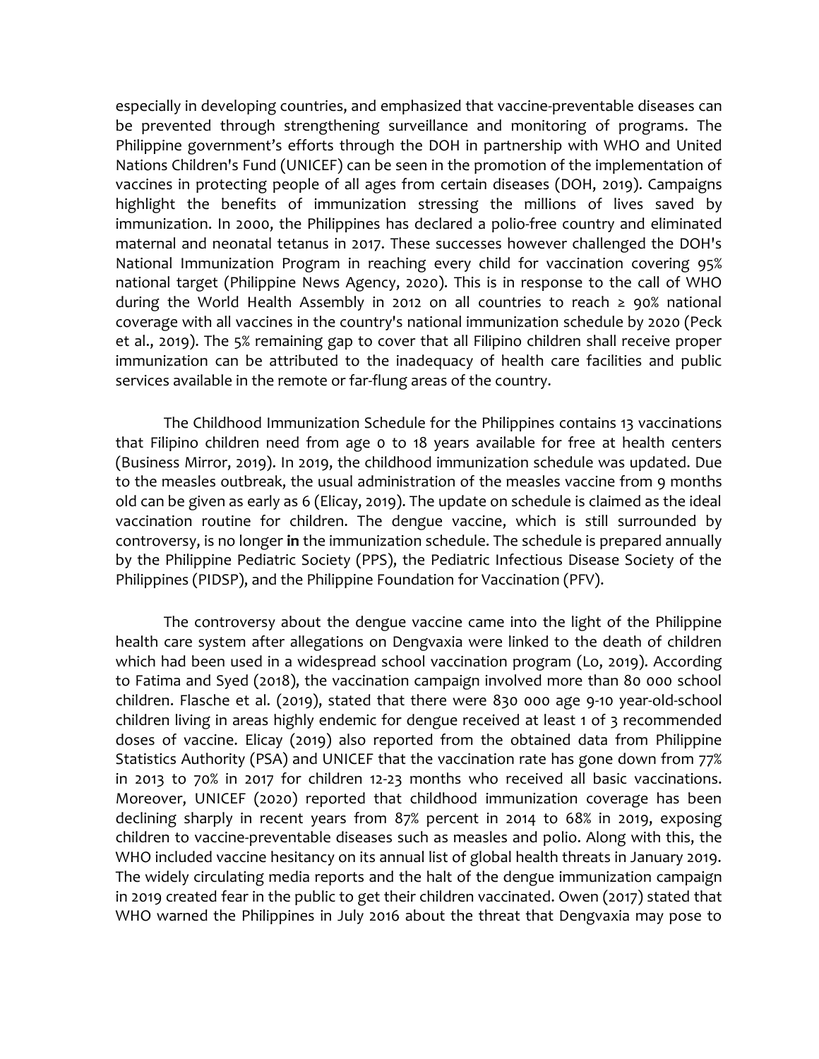especially in developing countries, and emphasized that vaccine-preventable diseases can be prevented through strengthening surveillance and monitoring of programs. The Philippine government's efforts through the DOH in partnership with WHO and United Nations Children's Fund (UNICEF) can be seen in the promotion of the implementation of vaccines in protecting people of all ages from certain diseases (DOH, 2019). Campaigns highlight the benefits of immunization stressing the millions of lives saved by immunization. In 2000, the Philippines has declared a polio-free country and eliminated maternal and neonatal tetanus in 2017. These successes however challenged the DOH's National Immunization Program in reaching every child for vaccination covering 95% national target (Philippine News Agency, 2020). This is in response to the call of WHO during the World Health Assembly in 2012 on all countries to reach ≥ 90% national coverage with all vaccines in the country's national immunization schedule by 2020 (Peck et al., 2019). The 5% remaining gap to cover that all Filipino children shall receive proper immunization can be attributed to the inadequacy of health care facilities and public services available in the remote or far-flung areas of the country.

The Childhood Immunization Schedule for the Philippines contains 13 vaccinations that Filipino children need from age 0 to 18 years available for free at health centers (Business Mirror, 2019). In 2019, the childhood immunization schedule was updated. Due to the measles outbreak, the usual administration of the measles vaccine from 9 months old can be given as early as 6 (Elicay, 2019). The update on schedule is claimed as the ideal vaccination routine for children. The dengue vaccine, which is still surrounded by controversy, is no longer **in** the immunization schedule. The schedule is prepared annually by the Philippine Pediatric Society (PPS), the Pediatric Infectious Disease Society of the Philippines (PIDSP), and the Philippine Foundation for Vaccination (PFV).

The controversy about the dengue vaccine came into the light of the Philippine health care system after allegations on Dengvaxia were linked to the death of children which had been used in a widespread school vaccination program (Lo, 2019). According to Fatima and Syed (2018), the vaccination campaign involved more than 80 000 school children. Flasche et al. (2019), stated that there were 830 000 age 9-10 year-old-school children living in areas highly endemic for dengue received at least 1 of 3 recommended doses of vaccine. Elicay (2019) also reported from the obtained data from Philippine Statistics Authority (PSA) and UNICEF that the vaccination rate has gone down from 77% in 2013 to 70% in 2017 for children 12-23 months who received all basic vaccinations. Moreover, UNICEF (2020) reported that childhood immunization coverage has been declining sharply in recent years from 87% percent in 2014 to 68% in 2019, exposing children to vaccine-preventable diseases such as measles and polio. Along with this, the WHO included vaccine hesitancy on its annual list of global health threats in January 2019. The widely circulating media reports and the halt of the dengue immunization campaign in 2019 created fear in the public to get their children vaccinated. Owen (2017) stated that WHO warned the Philippines in July 2016 about the threat that Dengvaxia may pose to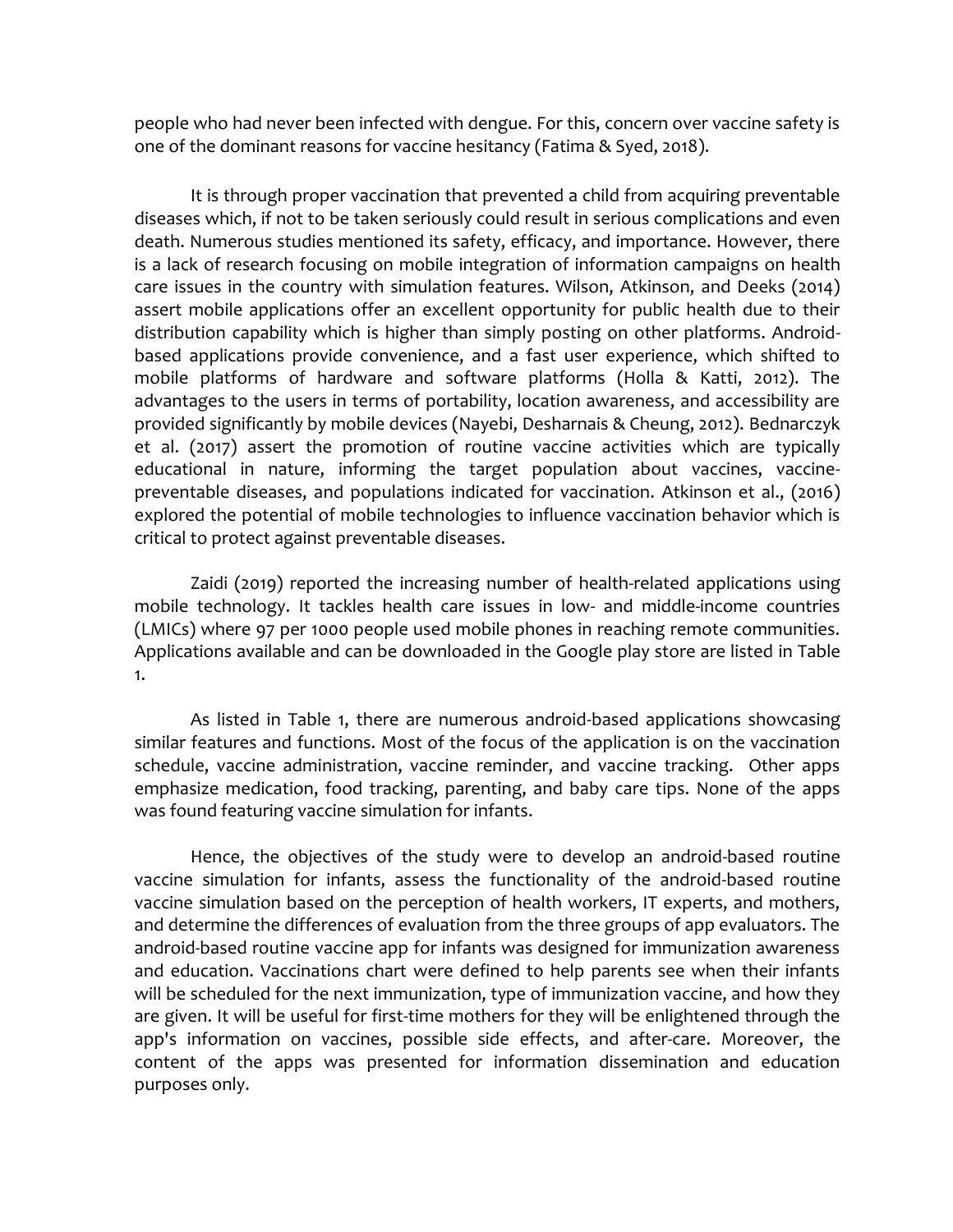people who had never been infected with dengue. For this, concern over vaccine safety is one of the dominant reasons for vaccine hesitancy (Fatima & Syed, 2018).

It is through proper vaccination that prevented a child from acquiring preventable diseases which, if not to be taken seriously could result in serious complications and even death. Numerous studies mentioned its safety, efficacy, and importance. However, there is a lack of research focusing on mobile integration of information campaigns on health care issues in the country with simulation features. Wilson, Atkinson, and Deeks (2014) assert mobile applications offer an excellent opportunity for public health due to their distribution capability which is higher than simply posting on other platforms. Android-based applications provide convenience, and a fast user experience, which shifted to mobile platforms of hardware and software platforms (Holla & Katti, 2012). The advantages to the users in terms of portability, location awareness, and accessibility are provided significantly by mobile devices (Nayebi, Desharnais & Cheung, 2012). Bednarczyk et al. (2017) assert the promotion of routine vaccine activities which are typically educational in nature, informing the target population about vaccines, vaccine-preventable diseases, and populations indicated for vaccination. Atkinson et al., (2016) explored the potential of mobile technologies to influence vaccination behavior which is critical to protect against preventable diseases.

Zaidi (2019) reported the increasing number of health-related applications using mobile technology. It tackles health care issues in low- and middle-income countries (LMICs) where 97 per 1000 people used mobile phones in reaching remote communities. Applications available and can be downloaded in the Google play store are listed in Table 1.

As listed in Table 1, there are numerous android-based applications showcasing similar features and functions. Most of the focus of the application is on the vaccination schedule, vaccine administration, vaccine reminder, and vaccine tracking. Other apps emphasize medication, food tracking, parenting, and baby care tips. None of the apps was found featuring vaccine simulation for infants.

Hence, the objectives of the study were to develop an android-based routine vaccine simulation for infants, assess the functionality of the android-based routine vaccine simulation based on the perception of health workers, IT experts, and mothers, and determine the differences of evaluation from the three groups of app evaluators. The android-based routine vaccine app for infants was designed for immunization awareness and education. Vaccinations chart were defined to help parents see when their infants will be scheduled for the next immunization, type of immunization vaccine, and how they are given. It will be useful for first-time mothers for they will be enlightened through the app's information on vaccines, possible side effects, and after-care. Moreover, the content of the apps was presented for information dissemination and education purposes only.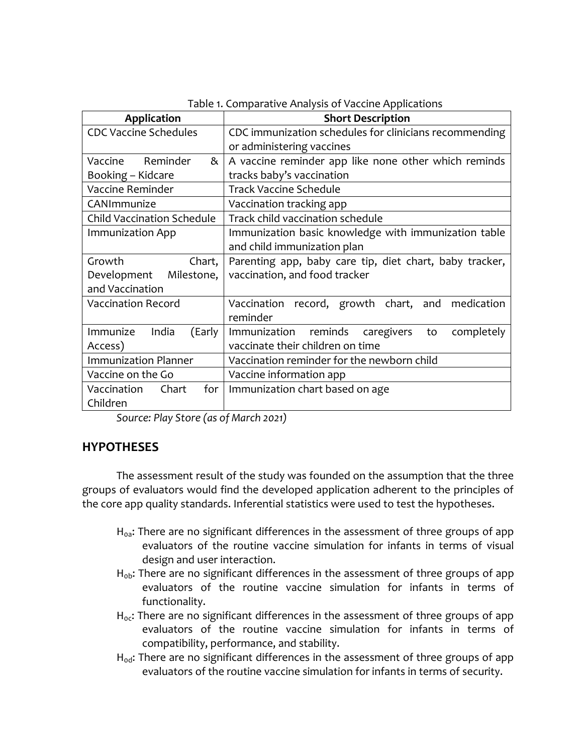Table 1. Comparative Analysis of Vaccine Applications

| Application | Short Description |
|---|---|
| CDC Vaccine Schedules | CDC immunization schedules for clinicians recommending or administering vaccines |
| Vaccine Reminder & Booking – Kidcare | A vaccine reminder app like none other which reminds tracks baby's vaccination |
| Vaccine Reminder | Track Vaccine Schedule |
| CANImmunize | Vaccination tracking app |
| Child Vaccination Schedule | Track child vaccination schedule |
| Immunization App | Immunization basic knowledge with immunization table and child immunization plan |
| Growth Chart, Development Milestone, and Vaccination | Parenting app, baby care tip, diet chart, baby tracker, vaccination, and food tracker |
| Vaccination Record | Vaccination record, growth chart, and medication reminder |
| Immunize India (Early Access) | Immunization reminds caregivers to completely vaccinate their children on time |
| Immunization Planner | Vaccination reminder for the newborn child |
| Vaccine on the Go | Vaccine information app |
| Vaccination Chart for Children | Immunization chart based on age |

*Source: Play Store (as of March 2021)*

## HYPOTHESES

The assessment result of the study was founded on the assumption that the three groups of evaluators would find the developed application adherent to the principles of the core app quality standards. Inferential statistics were used to test the hypotheses.

- $H_{oa}$: There are no significant differences in the assessment of three groups of app evaluators of the routine vaccine simulation for infants in terms of visual design and user interaction.
- $H_{ob}$: There are no significant differences in the assessment of three groups of app evaluators of the routine vaccine simulation for infants in terms of functionality.
- $H_{oc}$: There are no significant differences in the assessment of three groups of app evaluators of the routine vaccine simulation for infants in terms of compatibility, performance, and stability.
- $H_{od}$: There are no significant differences in the assessment of three groups of app evaluators of the routine vaccine simulation for infants in terms of security.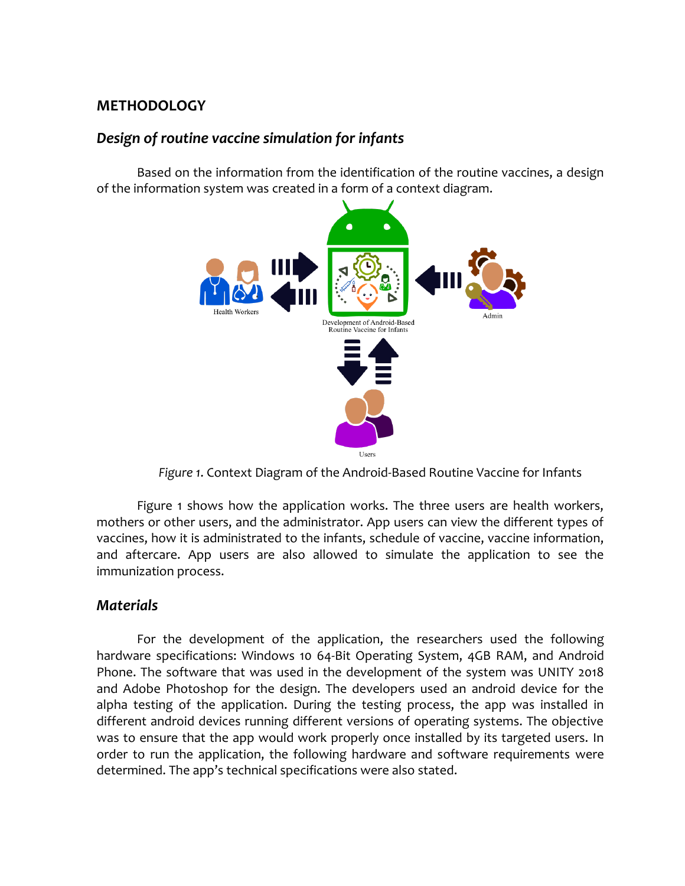## METHODOLOGY

### *Design of routine vaccine simulation for infants*

Based on the information from the identification of the routine vaccines, a design of the information system was created in a form of a context diagram.

*Figure 1.* Context Diagram of the Android-Based Routine Vaccine for Infants

Figure 1 shows how the application works. The three users are health workers, mothers or other users, and the administrator. App users can view the different types of vaccines, how it is administrated to the infants, schedule of vaccine, vaccine information, and aftercare. App users are also allowed to simulate the application to see the immunization process.

### *Materials*

For the development of the application, the researchers used the following hardware specifications: Windows 10 64-Bit Operating System, 4GB RAM, and Android Phone. The software that was used in the development of the system was UNITY 2018 and Adobe Photoshop for the design. The developers used an android device for the alpha testing of the application. During the testing process, the app was installed in different android devices running different versions of operating systems. The objective was to ensure that the app would work properly once installed by its targeted users. In order to run the application, the following hardware and software requirements were determined. The app's technical specifications were also stated.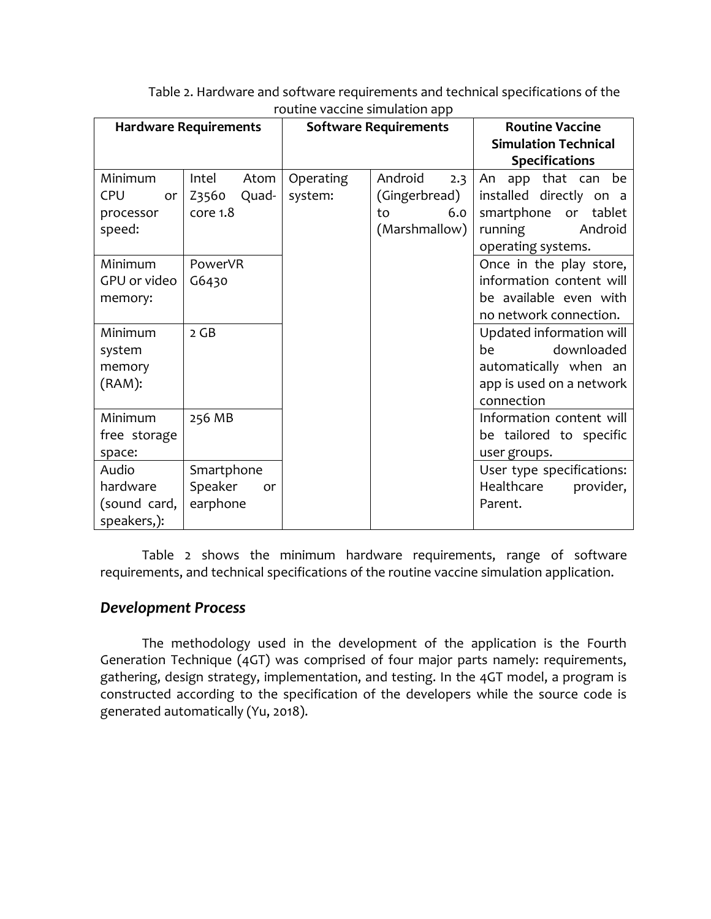Table 2. Hardware and software requirements and technical specifications of the routine vaccine simulation app

| Hardware Requirements | | Software Requirements | | Routine Vaccine Simulation Technical Specifications |
|---|---|---|---|---|
| Minimum CPU or processor speed: | Intel Atom Z3560 Quad-core 1.8 | Operating system: | Android 2.3 (Gingerbread) to 6.0 (Marshmallow) | An app that can be installed directly on a smartphone or tablet running Android operating systems. |
| Minimum GPU or video memory: | PowerVR G6430 | | | Once in the play store, information content will be available even with no network connection. |
| Minimum system memory (RAM): | 2 GB | | | Updated information will be downloaded automatically when an app is used on a network connection |
| Minimum free storage space: | 256 MB | | | Information content will be tailored to specific user groups. |
| Audio hardware (sound card, speakers,): | Smartphone Speaker or earphone | | | User type specifications: Healthcare provider, Parent. |

Table 2 shows the minimum hardware requirements, range of software requirements, and technical specifications of the routine vaccine simulation application.

## *Development Process*

The methodology used in the development of the application is the Fourth Generation Technique (4GT) was comprised of four major parts namely: requirements, gathering, design strategy, implementation, and testing. In the 4GT model, a program is constructed according to the specification of the developers while the source code is generated automatically (Yu, 2018).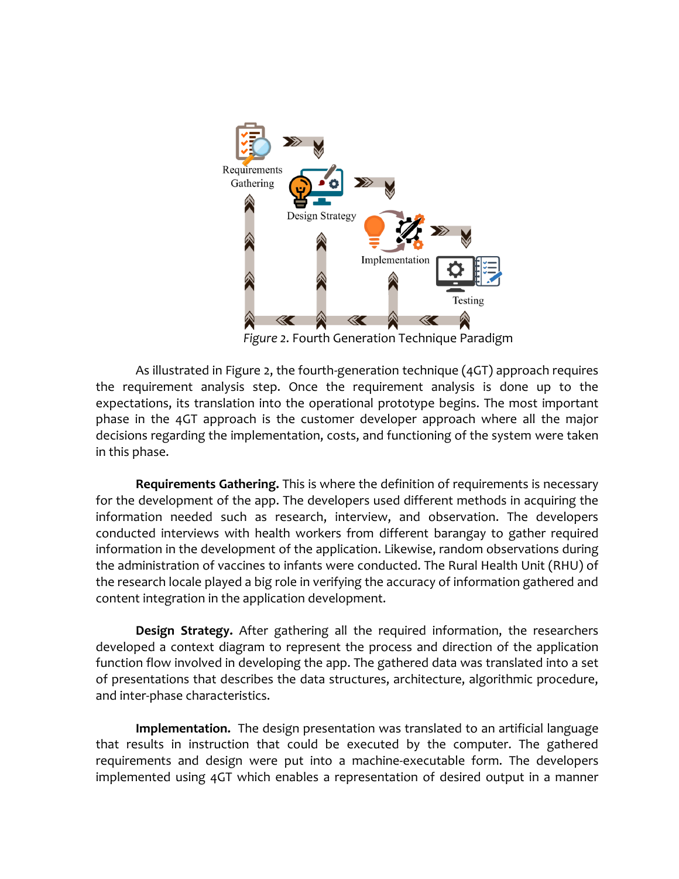*Figure 2.* Fourth Generation Technique Paradigm

As illustrated in Figure 2, the fourth-generation technique (4GT) approach requires the requirement analysis step. Once the requirement analysis is done up to the expectations, its translation into the operational prototype begins. The most important phase in the 4GT approach is the customer developer approach where all the major decisions regarding the implementation, costs, and functioning of the system were taken in this phase.

**Requirements Gathering.** This is where the definition of requirements is necessary for the development of the app. The developers used different methods in acquiring the information needed such as research, interview, and observation. The developers conducted interviews with health workers from different barangay to gather required information in the development of the application. Likewise, random observations during the administration of vaccines to infants were conducted. The Rural Health Unit (RHU) of the research locale played a big role in verifying the accuracy of information gathered and content integration in the application development.

**Design Strategy.** After gathering all the required information, the researchers developed a context diagram to represent the process and direction of the application function flow involved in developing the app. The gathered data was translated into a set of presentations that describes the data structures, architecture, algorithmic procedure, and inter-phase characteristics.

**Implementation.** The design presentation was translated to an artificial language that results in instruction that could be executed by the computer. The gathered requirements and design were put into a machine-executable form. The developers implemented using 4GT which enables a representation of desired output in a manner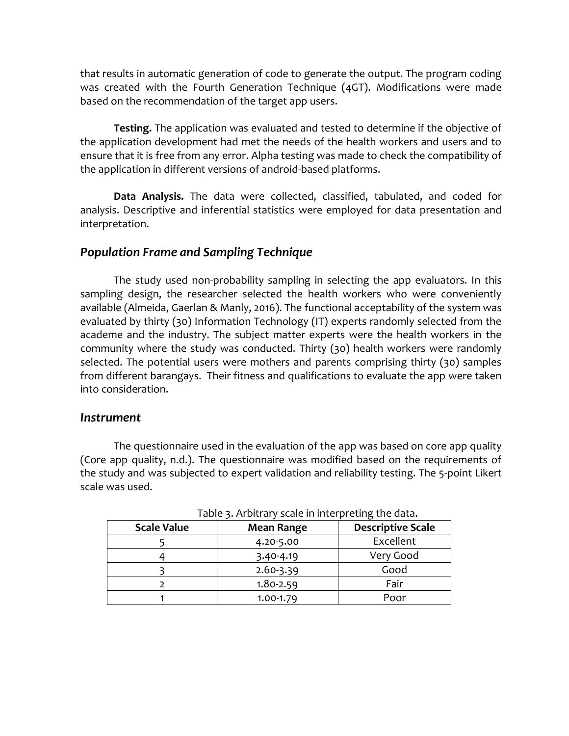that results in automatic generation of code to generate the output. The program coding was created with the Fourth Generation Technique (4GT). Modifications were made based on the recommendation of the target app users.

**Testing.** The application was evaluated and tested to determine if the objective of the application development had met the needs of the health workers and users and to ensure that it is free from any error. Alpha testing was made to check the compatibility of the application in different versions of android-based platforms.

**Data Analysis.** The data were collected, classified, tabulated, and coded for analysis. Descriptive and inferential statistics were employed for data presentation and interpretation.

## *Population Frame and Sampling Technique*

The study used non-probability sampling in selecting the app evaluators. In this sampling design, the researcher selected the health workers who were conveniently available (Almeida, Gaerlan & Manly, 2016). The functional acceptability of the system was evaluated by thirty (30) Information Technology (IT) experts randomly selected from the academe and the industry. The subject matter experts were the health workers in the community where the study was conducted. Thirty (30) health workers were randomly selected. The potential users were mothers and parents comprising thirty (30) samples from different barangays. Their fitness and qualifications to evaluate the app were taken into consideration.

## *Instrument*

The questionnaire used in the evaluation of the app was based on core app quality (Core app quality, n.d.). The questionnaire was modified based on the requirements of the study and was subjected to expert validation and reliability testing. The 5-point Likert scale was used.

Table 3. Arbitrary scale in interpreting the data.

| Scale Value | Mean Range | Descriptive Scale |
|---|---|---|
| 5 | 4.20-5.00 | Excellent |
| 4 | 3.40-4.19 | Very Good |
| 3 | 2.60-3.39 | Good |
| 2 | 1.80-2.59 | Fair |
| 1 | 1.00-1.79 | Poor |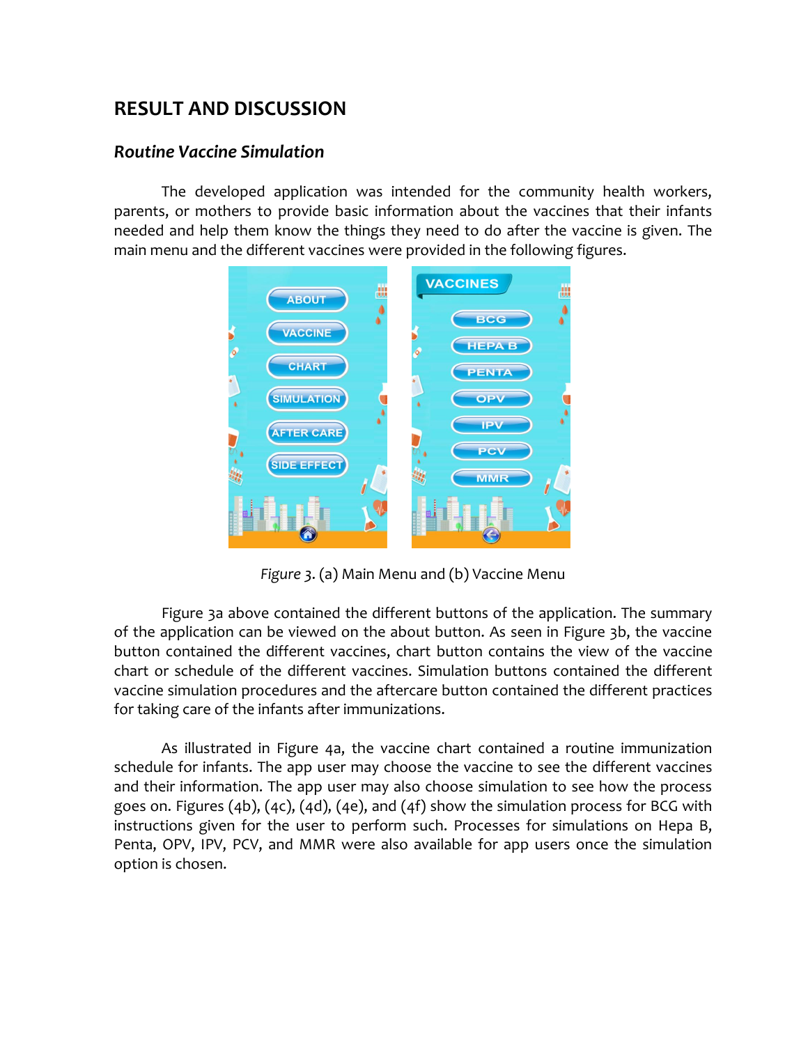## RESULT AND DISCUSSION

### *Routine Vaccine Simulation*

The developed application was intended for the community health workers, parents, or mothers to provide basic information about the vaccines that their infants needed and help them know the things they need to do after the vaccine is given. The main menu and the different vaccines were provided in the following figures.

*Figure 3*. (a) Main Menu and (b) Vaccine Menu

Figure 3a above contained the different buttons of the application. The summary of the application can be viewed on the about button. As seen in Figure 3b, the vaccine button contained the different vaccines, chart button contains the view of the vaccine chart or schedule of the different vaccines. Simulation buttons contained the different vaccine simulation procedures and the aftercare button contained the different practices for taking care of the infants after immunizations.

As illustrated in Figure 4a, the vaccine chart contained a routine immunization schedule for infants. The app user may choose the vaccine to see the different vaccines and their information. The app user may also choose simulation to see how the process goes on. Figures (4b), (4c), (4d), (4e), and (4f) show the simulation process for BCG with instructions given for the user to perform such. Processes for simulations on Hepa B, Penta, OPV, IPV, PCV, and MMR were also available for app users once the simulation option is chosen.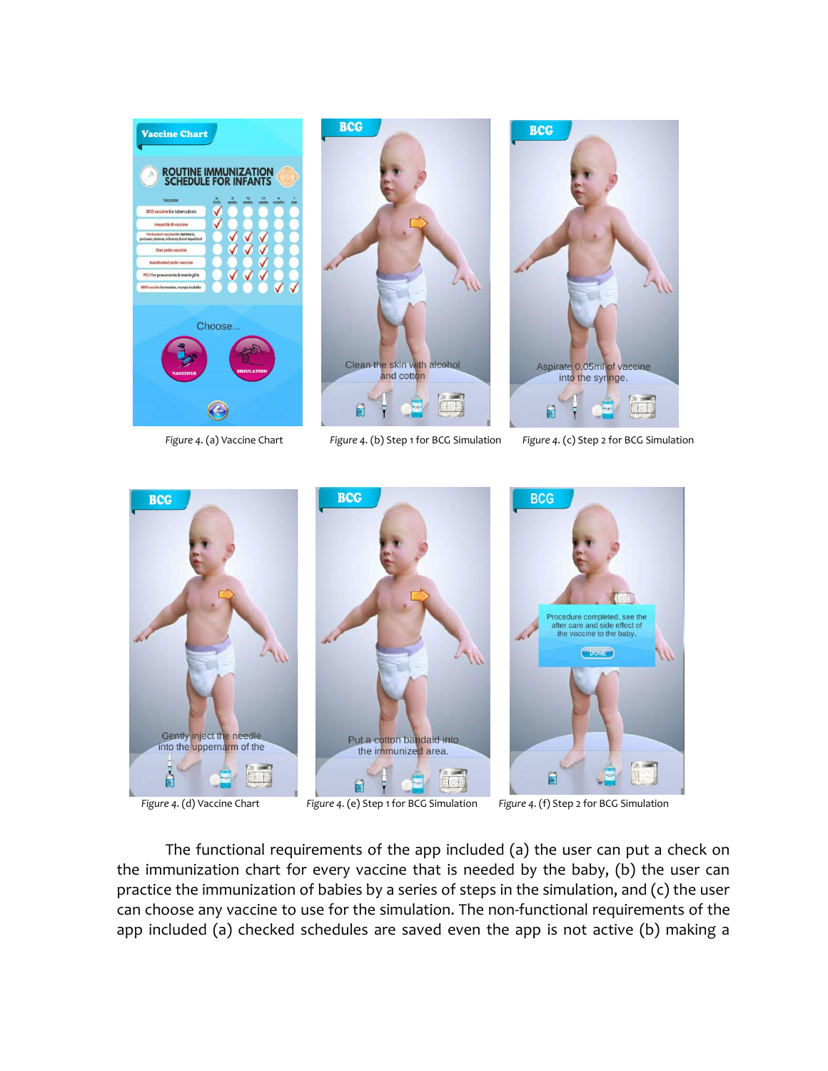Figure 4. (a) Vaccine Chart

Figure 4. (b) Step 1 for BCG Simulation

Figure 4. (c) Step 2 for BCG Simulation

Figure 4. (d) Vaccine Chart

Figure 4. (e) Step 1 for BCG Simulation

Figure 4. (f) Step 2 for BCG Simulation

The functional requirements of the app included (a) the user can put a check on the immunization chart for every vaccine that is needed by the baby, (b) the user can practice the immunization of babies by a series of steps in the simulation, and (c) the user can choose any vaccine to use for the simulation. The non-functional requirements of the app included (a) checked schedules are saved even the app is not active (b) making a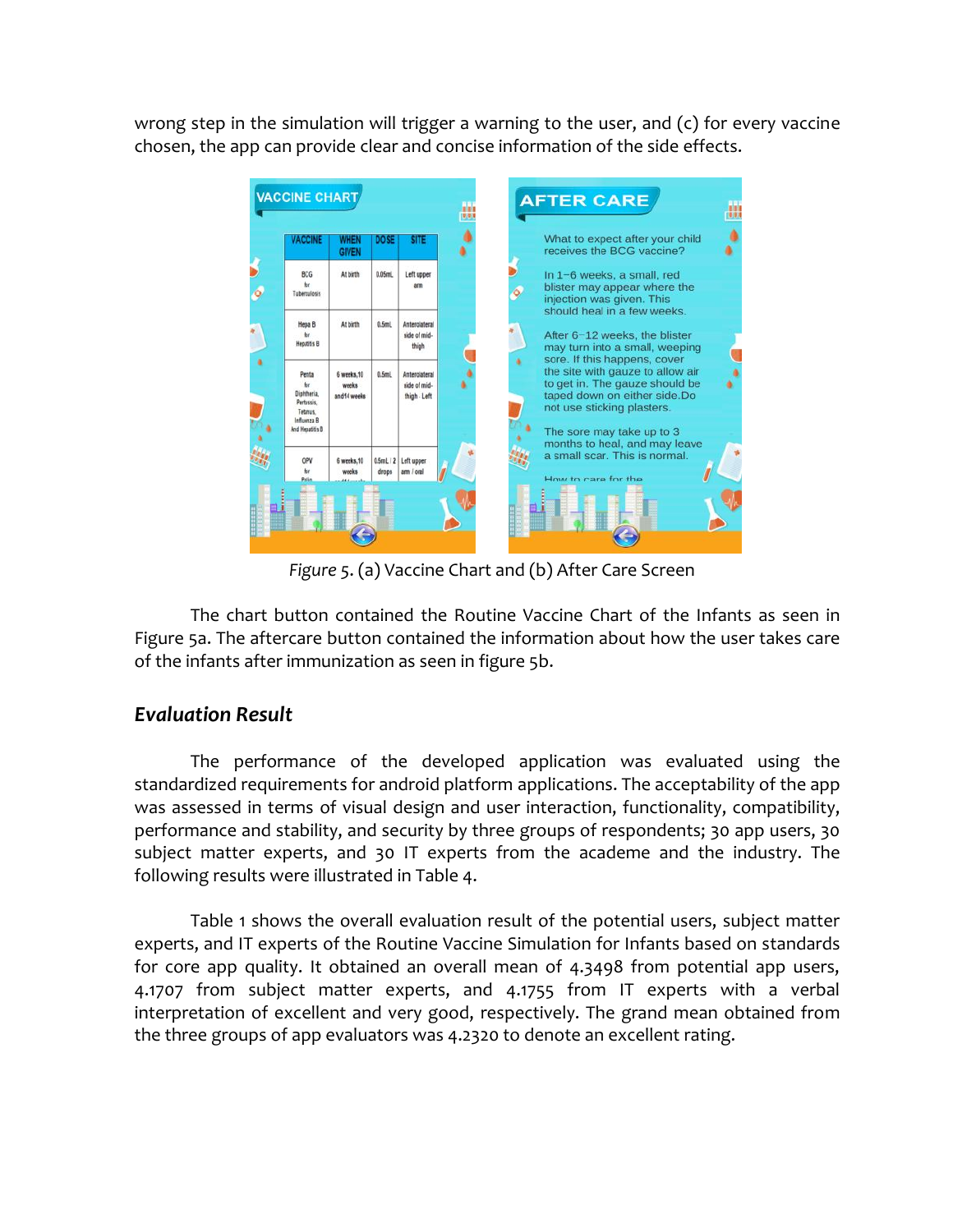wrong step in the simulation will trigger a warning to the user, and (c) for every vaccine chosen, the app can provide clear and concise information of the side effects.

*Figure* 5. (a) Vaccine Chart and (b) After Care Screen

The chart button contained the Routine Vaccine Chart of the Infants as seen in Figure 5a. The aftercare button contained the information about how the user takes care of the infants after immunization as seen in figure 5b.

### *Evaluation Result*

The performance of the developed application was evaluated using the standardized requirements for android platform applications. The acceptability of the app was assessed in terms of visual design and user interaction, functionality, compatibility, performance and stability, and security by three groups of respondents; 30 app users, 30 subject matter experts, and 30 IT experts from the academe and the industry. The following results were illustrated in Table 4.

Table 1 shows the overall evaluation result of the potential users, subject matter experts, and IT experts of the Routine Vaccine Simulation for Infants based on standards for core app quality. It obtained an overall mean of 4.3498 from potential app users, 4.1707 from subject matter experts, and 4.1755 from IT experts with a verbal interpretation of excellent and very good, respectively. The grand mean obtained from the three groups of app evaluators was 4.2320 to denote an excellent rating.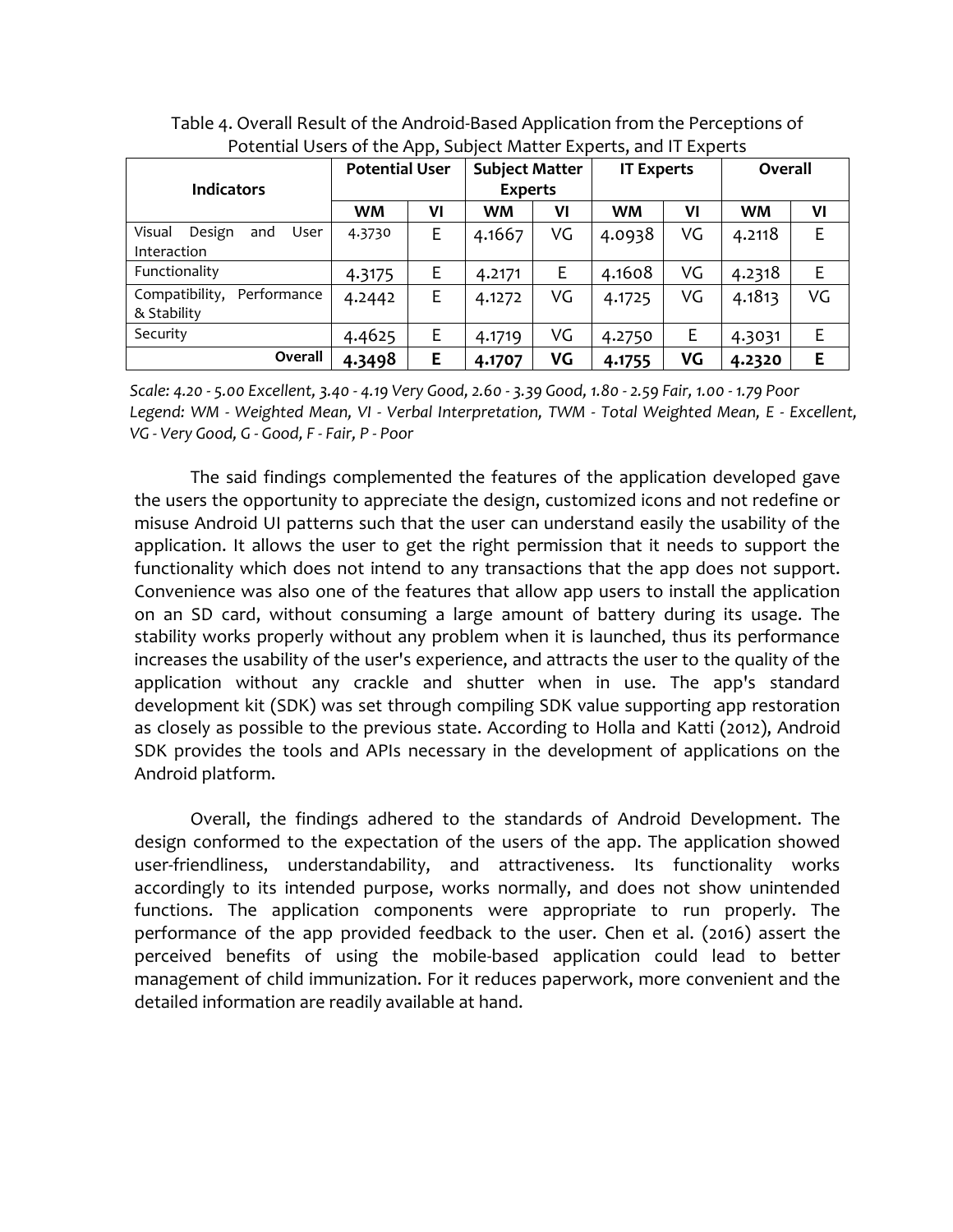Table 4. Overall Result of the Android-Based Application from the Perceptions of Potential Users of the App, Subject Matter Experts, and IT Experts

| Indicators | Potential User | | Subject Matter Experts | | IT Experts | | Overall | |
|---|---|---|---|---|---|---|---|---|
| | WM | VI | WM | VI | WM | VI | WM | VI |
| Visual Design and User Interaction | 4.3730 | E | 4.1667 | VG | 4.0938 | VG | 4.2118 | E |
| Functionality | 4.3175 | E | 4.2171 | E | 4.1608 | VG | 4.2318 | E |
| Compatibility, Performance & Stability | 4.2442 | E | 4.1272 | VG | 4.1725 | VG | 4.1813 | VG |
| Security | 4.4625 | E | 4.1719 | VG | 4.2750 | E | 4.3031 | E |
| **Overall** | **4.3498** | **E** | **4.1707** | **VG** | **4.1755** | **VG** | **4.2320** | **E** |

*Scale: 4.20 - 5.00 Excellent, 3.40 - 4.19 Very Good, 2.60 - 3.39 Good, 1.80 - 2.59 Fair, 1.00 - 1.79 Poor*
*Legend: WM - Weighted Mean, VI - Verbal Interpretation, TWM - Total Weighted Mean, E - Excellent, VG - Very Good, G - Good, F - Fair, P - Poor*

The said findings complemented the features of the application developed gave the users the opportunity to appreciate the design, customized icons and not redefine or misuse Android UI patterns such that the user can understand easily the usability of the application. It allows the user to get the right permission that it needs to support the functionality which does not intend to any transactions that the app does not support. Convenience was also one of the features that allow app users to install the application on an SD card, without consuming a large amount of battery during its usage. The stability works properly without any problem when it is launched, thus its performance increases the usability of the user's experience, and attracts the user to the quality of the application without any crackle and shutter when in use. The app's standard development kit (SDK) was set through compiling SDK value supporting app restoration as closely as possible to the previous state. According to Holla and Katti (2012), Android SDK provides the tools and APIs necessary in the development of applications on the Android platform.

Overall, the findings adhered to the standards of Android Development. The design conformed to the expectation of the users of the app. The application showed user-friendliness, understandability, and attractiveness. Its functionality works accordingly to its intended purpose, works normally, and does not show unintended functions. The application components were appropriate to run properly. The performance of the app provided feedback to the user. Chen et al. (2016) assert the perceived benefits of using the mobile-based application could lead to better management of child immunization. For it reduces paperwork, more convenient and the detailed information are readily available at hand.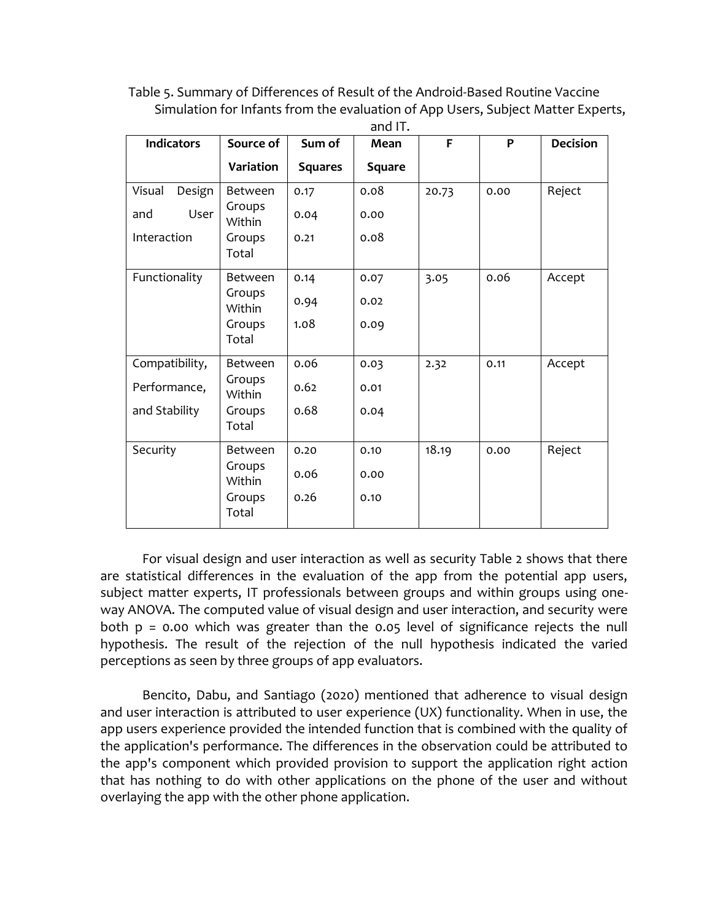Table 5. Summary of Differences of Result of the Android-Based Routine Vaccine Simulation for Infants from the evaluation of App Users, Subject Matter Experts, and IT.

| Indicators | Source of Variation | Sum of Squares | Mean Square | F | P | Decision |
|---|---|---|---|---|---|---|
| Visual Design and User Interaction | Between Groups | 0.17 | 0.08 | 20.73 | 0.00 | Reject |
| | Within Groups | 0.04 | 0.00 | | | |
| | Total | 0.21 | 0.08 | | | |
| Functionality | Between Groups | 0.14 | 0.07 | 3.05 | 0.06 | Accept |
| | Within Groups | 0.94 | 0.02 | | | |
| | Total | 1.08 | 0.09 | | | |
| Compatibility, Performance, and Stability | Between Groups | 0.06 | 0.03 | 2.32 | 0.11 | Accept |
| | Within Groups | 0.62 | 0.01 | | | |
| | Total | 0.68 | 0.04 | | | |
| Security | Between Groups | 0.20 | 0.10 | 18.19 | 0.00 | Reject |
| | Within Groups | 0.06 | 0.00 | | | |
| | Total | 0.26 | 0.10 | | | |

For visual design and user interaction as well as security Table 2 shows that there are statistical differences in the evaluation of the app from the potential app users, subject matter experts, IT professionals between groups and within groups using one-way ANOVA. The computed value of visual design and user interaction, and security were both $p = 0.00$ which was greater than the 0.05 level of significance rejects the null hypothesis. The result of the rejection of the null hypothesis indicated the varied perceptions as seen by three groups of app evaluators.

Bencito, Dabu, and Santiago (2020) mentioned that adherence to visual design and user interaction is attributed to user experience (UX) functionality. When in use, the app users experience provided the intended function that is combined with the quality of the application's performance. The differences in the observation could be attributed to the app's component which provided provision to support the application right action that has nothing to do with other applications on the phone of the user and without overlaying the app with the other phone application.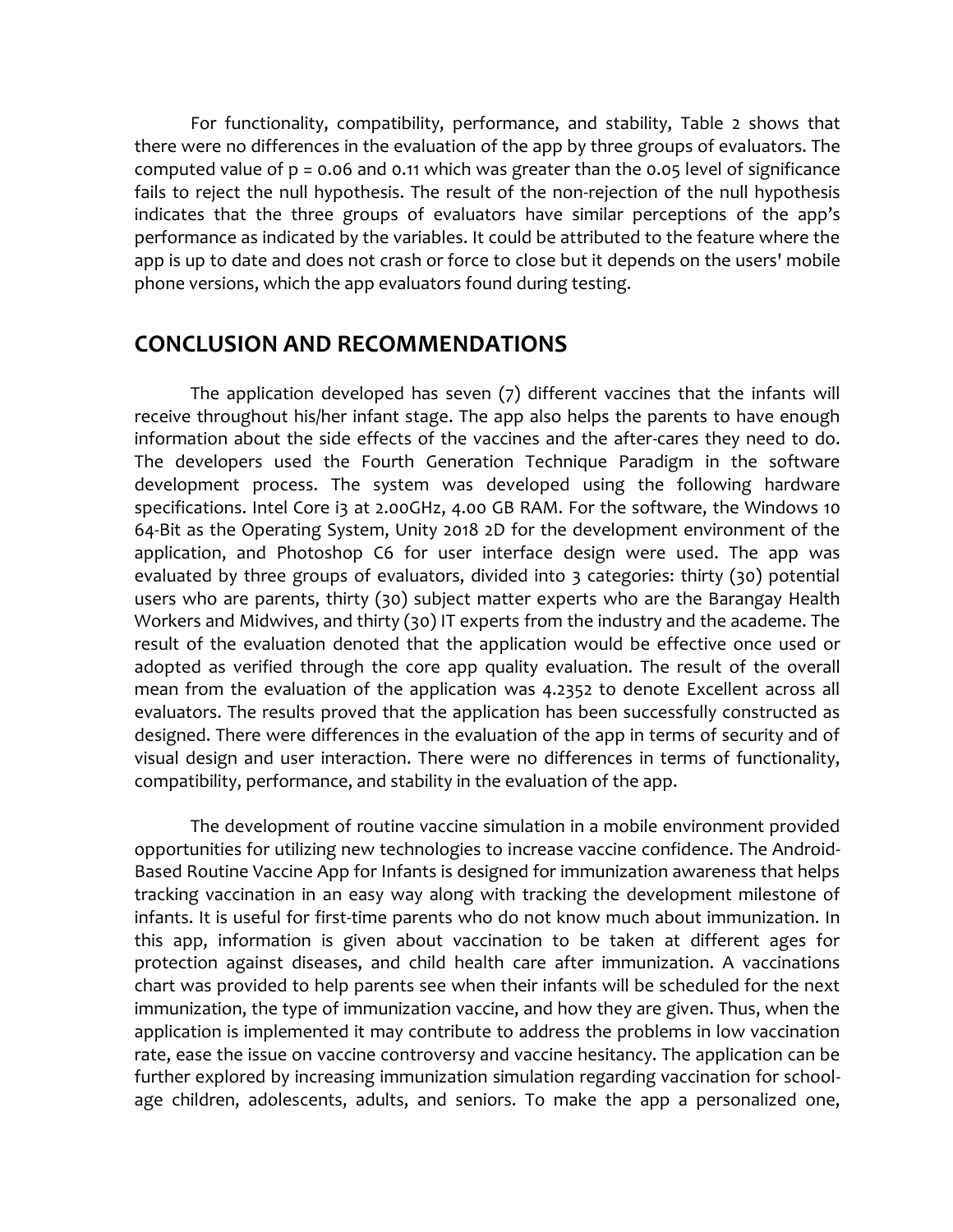For functionality, compatibility, performance, and stability, Table 2 shows that there were no differences in the evaluation of the app by three groups of evaluators. The computed value of $p = 0.06$ and 0.11 which was greater than the 0.05 level of significance fails to reject the null hypothesis. The result of the non-rejection of the null hypothesis indicates that the three groups of evaluators have similar perceptions of the app's performance as indicated by the variables. It could be attributed to the feature where the app is up to date and does not crash or force to close but it depends on the users' mobile phone versions, which the app evaluators found during testing.

## CONCLUSION AND RECOMMENDATIONS

The application developed has seven (7) different vaccines that the infants will receive throughout his/her infant stage. The app also helps the parents to have enough information about the side effects of the vaccines and the after-cares they need to do. The developers used the Fourth Generation Technique Paradigm in the software development process. The system was developed using the following hardware specifications. Intel Core i3 at 2.00GHz, 4.00 GB RAM. For the software, the Windows 10 64-Bit as the Operating System, Unity 2018 2D for the development environment of the application, and Photoshop C6 for user interface design were used. The app was evaluated by three groups of evaluators, divided into 3 categories: thirty (30) potential users who are parents, thirty (30) subject matter experts who are the Barangay Health Workers and Midwives, and thirty (30) IT experts from the industry and the academe. The result of the evaluation denoted that the application would be effective once used or adopted as verified through the core app quality evaluation. The result of the overall mean from the evaluation of the application was 4.2352 to denote Excellent across all evaluators. The results proved that the application has been successfully constructed as designed. There were differences in the evaluation of the app in terms of security and of visual design and user interaction. There were no differences in terms of functionality, compatibility, performance, and stability in the evaluation of the app.

The development of routine vaccine simulation in a mobile environment provided opportunities for utilizing new technologies to increase vaccine confidence. The Android-Based Routine Vaccine App for Infants is designed for immunization awareness that helps tracking vaccination in an easy way along with tracking the development milestone of infants. It is useful for first-time parents who do not know much about immunization. In this app, information is given about vaccination to be taken at different ages for protection against diseases, and child health care after immunization. A vaccinations chart was provided to help parents see when their infants will be scheduled for the next immunization, the type of immunization vaccine, and how they are given. Thus, when the application is implemented it may contribute to address the problems in low vaccination rate, ease the issue on vaccine controversy and vaccine hesitancy. The application can be further explored by increasing immunization simulation regarding vaccination for school-age children, adolescents, adults, and seniors. To make the app a personalized one,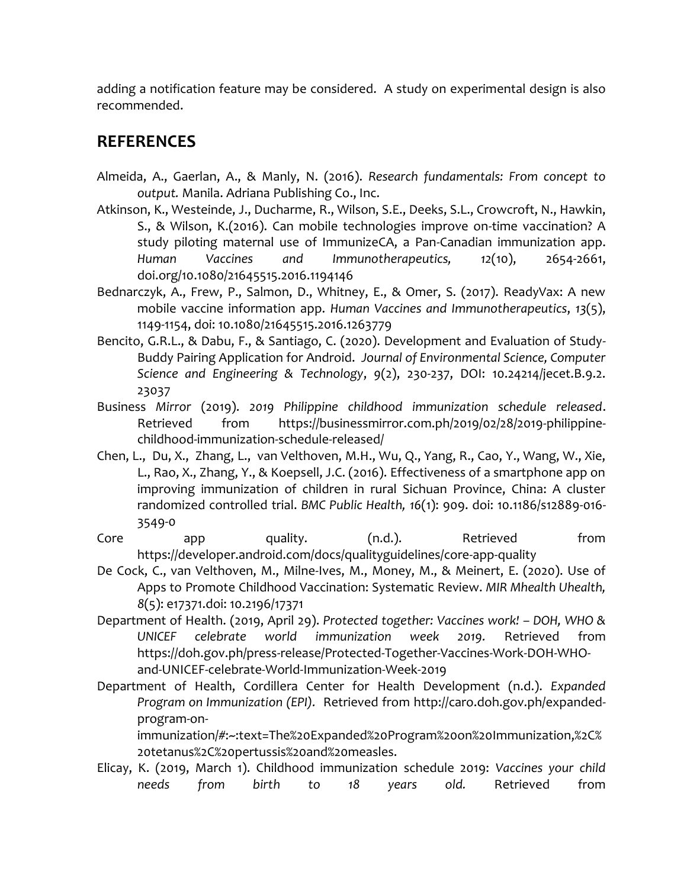adding a notification feature may be considered. A study on experimental design is also recommended.

## REFERENCES

Almeida, A., Gaerlan, A., & Manly, N. (2016). *Research fundamentals: From concept to output.* Manila. Adriana Publishing Co., Inc.

Atkinson, K., Westeinde, J., Ducharme, R., Wilson, S.E., Deeks, S.L., Crowcroft, N., Hawkin, S., & Wilson, K.(2016). Can mobile technologies improve on-time vaccination? A study piloting maternal use of ImmunizeCA, a Pan-Canadian immunization app. *Human Vaccines and Immunotherapeutics, 12*(10), 2654-2661, doi.org/10.1080/21645515.2016.1194146

Bednarczyk, A., Frew, P., Salmon, D., Whitney, E., & Omer, S. (2017). ReadyVax: A new mobile vaccine information app. *Human Vaccines and Immunotherapeutics*, *13*(5), 1149-1154, doi: 10.1080/21645515.2016.1263779

Bencito, G.R.L., & Dabu, F., & Santiago, C. (2020). Development and Evaluation of Study-Buddy Pairing Application for Android. *Journal of Environmental Science, Computer Science and Engineering & Technology*, *9*(2), 230-237, DOI: 10.24214/jecet.B.9.2.23037

Business *Mirror* (2019). *2019 Philippine childhood immunization schedule released*. Retrieved from https://businessmirror.com.ph/2019/02/28/2019-philippine-childhood-immunization-schedule-released/

Chen, L., Du, X., Zhang, L., van Velthoven, M.H., Wu, Q., Yang, R., Cao, Y., Wang, W., Xie, L., Rao, X., Zhang, Y., & Koepsell, J.C. (2016). Effectiveness of a smartphone app on improving immunization of children in rural Sichuan Province, China: A cluster randomized controlled trial. *BMC Public Health, 16*(1): 909. doi: 10.1186/s12889-016-3549-0

Core app quality. (n.d.). Retrieved from https://developer.android.com/docs/qualityguidelines/core-app-quality

De Cock, C., van Velthoven, M., Milne-Ives, M., Money, M., & Meinert, E. (2020). Use of Apps to Promote Childhood Vaccination: Systematic Review. *MIR Mhealth Uhealth, 8*(5): e17371.doi: 10.2196/17371

Department of Health. (2019, April 29). *Protected together: Vaccines work! – DOH, WHO & UNICEF celebrate world immunization week 2019.* Retrieved from https://doh.gov.ph/press-release/Protected-Together-Vaccines-Work-DOH-WHO-and-UNICEF-celebrate-World-Immunization-Week-2019

Department of Health, Cordillera Center for Health Development (n.d.). *Expanded Program on Immunization (EPI).* Retrieved from http://caro.doh.gov.ph/expanded-program-on-immunization/#:~:text=The%20Expanded%20Program%20on%20Immunization,%2C%20tetanus%2C%20pertussis%20and%20measles.

Elicay, K. (2019, March 1). Childhood immunization schedule 2019: *Vaccines your child needs from birth to 18 years old.* Retrieved from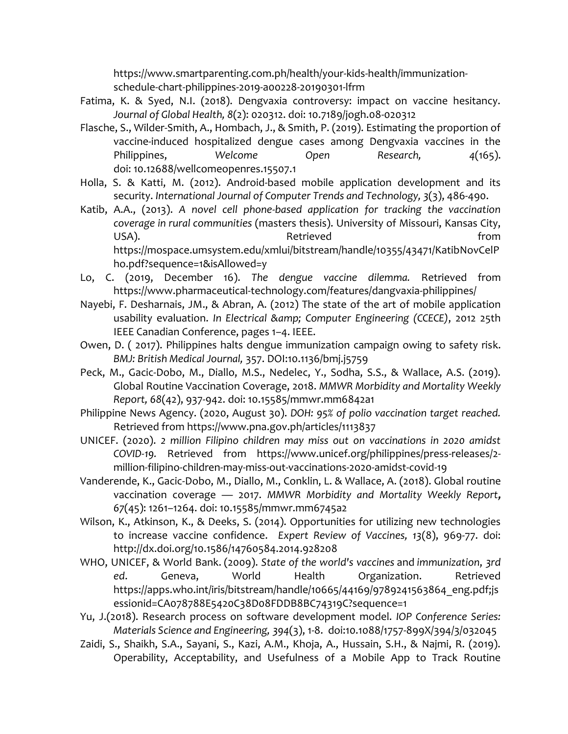https://www.smartparenting.com.ph/health/your-kids-health/immunization-schedule-chart-philippines-2019-a00228-20190301-lfrm

Fatima, K. & Syed, N.I. (2018). Dengvaxia controversy: impact on vaccine hesitancy. *Journal of Global Health, 8*(2): 020312. doi: 10.7189/jogh.08-020312

Flasche, S., Wilder-Smith, A., Hombach, J., & Smith, P. (2019). Estimating the proportion of vaccine-induced hospitalized dengue cases among Dengvaxia vaccines in the Philippines, *Welcome Open Research,* 4(165). doi: 10.12688/wellcomeopenres.15507.1

Holla, S. & Katti, M. (2012). Android-based mobile application development and its security. *International Journal of Computer Trends and Technology, 3*(3), 486-490.

Katib, A.A., (2013). *A novel cell phone-based application for tracking the vaccination coverage in rural communities* (masters thesis). University of Missouri, Kansas City, USA). Retrieved from https://mospace.umsystem.edu/xmlui/bitstream/handle/10355/43471/KatibNovCelPho.pdf?sequence=1&isAllowed=y

Lo, C. (2019, December 16). *The dengue vaccine dilemma.* Retrieved from https://www.pharmaceutical-technology.com/features/dangvaxia-philippines/

Nayebi, F. Desharnais, JM., & Abran, A. (2012) The state of the art of mobile application usability evaluation. *In Electrical &amp; Computer Engineering (CCECE)*, 2012 25th IEEE Canadian Conference, pages 1–4. IEEE.

Owen, D. ( 2017). Philippines halts dengue immunization campaign owing to safety risk. *BMJ: British Medical Journal,* 357. DOI:10.1136/bmj.j5759

Peck, M., Gacic-Dobo, M., Diallo, M.S., Nedelec, Y., Sodha, S.S., & Wallace, A.S. (2019). Global Routine Vaccination Coverage, 2018. *MMWR Morbidity and Mortality Weekly Report, 68*(42), 937-942. doi: 10.15585/mmwr.mm6842a1

Philippine News Agency. (2020, August 30). *DOH: 95% of polio vaccination target reached.* Retrieved from https://www.pna.gov.ph/articles/1113837

UNICEF. (2020). *2 million Filipino children may miss out on vaccinations in 2020 amidst COVID-19.* Retrieved from https://www.unicef.org/philippines/press-releases/2-million-filipino-children-may-miss-out-vaccinations-2020-amidst-covid-19

Vanderende, K., Gacic-Dobo, M., Diallo, M., Conklin, L. & Wallace, A. (2018). Global routine vaccination coverage — 2017. *MMWR Morbidity and Mortality Weekly Report***,** 67(45): 1261–1264. doi: 10.15585/mmwr.mm6745a2

Wilson, K., Atkinson, K., & Deeks, S. (2014). Opportunities for utilizing new technologies to increase vaccine confidence. *Expert Review of Vaccines, 13*(8), 969-77. doi: http://dx.doi.org/10.1586/14760584.2014.928208

WHO, UNICEF, & World Bank. (2009). *State of the world's vaccines* and *immunization, 3rd ed*. Geneva, World Health Organization. Retrieved https://apps.who.int/iris/bitstream/handle/10665/44169/9789241563864_eng.pdf;jsessionid=CA078788E5420C38D08FDDB8BC74319C?sequence=1

Yu, J.(2018). Research process on software development model. *IOP Conference Series: Materials Science and Engineering, 394*(3), 1-8. doi:10.1088/1757-899X/394/3/032045

Zaidi, S., Shaikh, S.A., Sayani, S., Kazi, A.M., Khoja, A., Hussain, S.H., & Najmi, R. (2019). Operability, Acceptability, and Usefulness of a Mobile App to Track Routine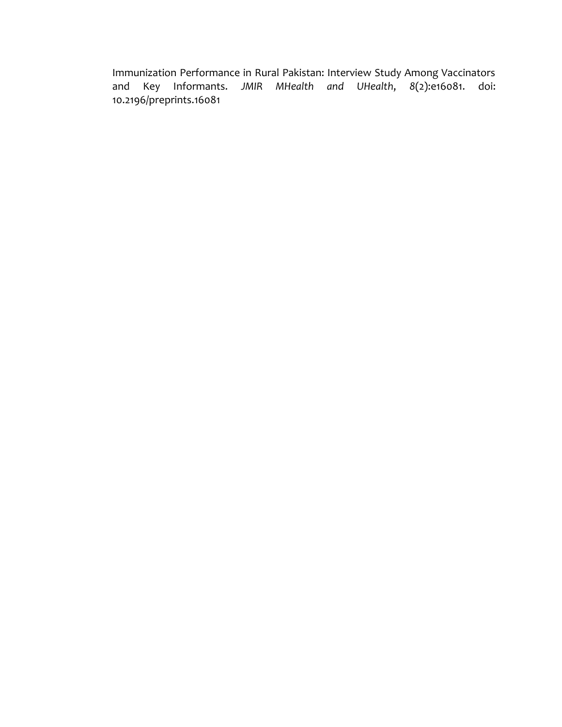Immunization Performance in Rural Pakistan: Interview Study Among Vaccinators and Key Informants. *JMIR MHealth and UHealth*, *8*(2):e16081. doi: 10.2196/preprints.16081